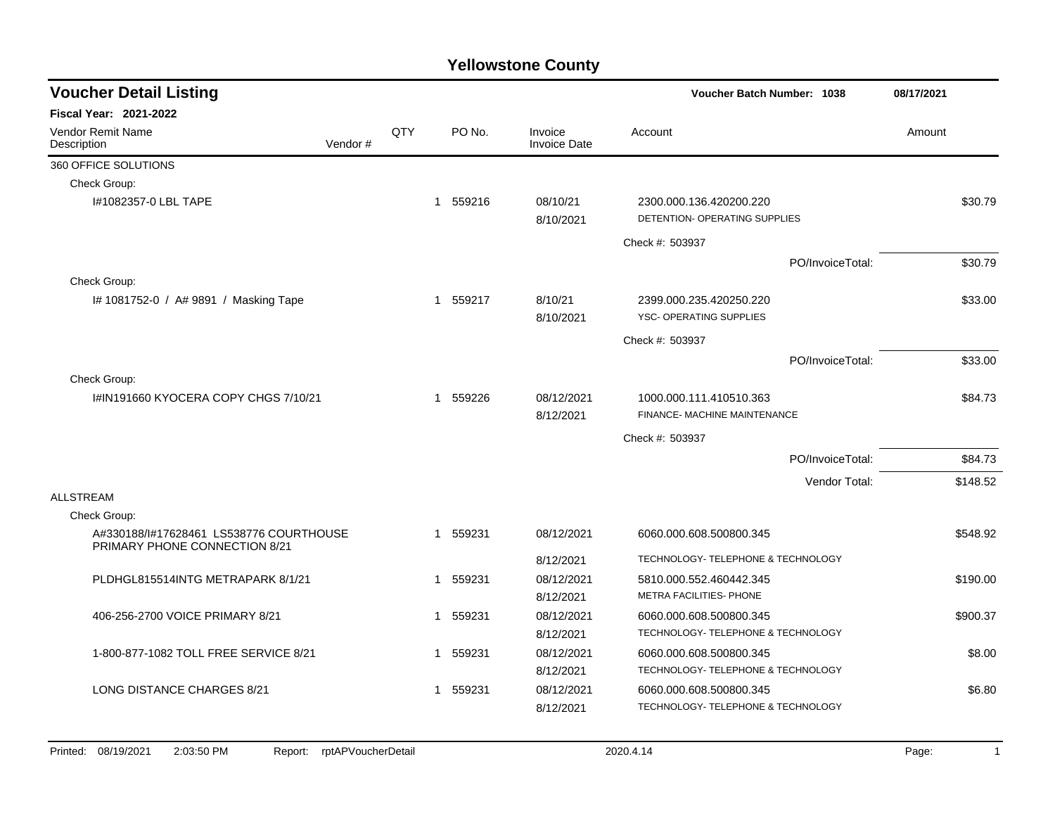# Yellowstone County

## Voucher Detail Listing

**Voucher Batch Number: 1038** 08/17/2021

**Fiscal Year: 2021-2022**

| Vendor Remit Name / Description | Vendor # | QTY | PO No. | Invoice / Invoice Date | Account | Amount |
|---|---|---|---|---|---|---|
| 360 OFFICE SOLUTIONS | | | | | | |
| Check Group: | | | | | | |
| I#1082357-0 LBL TAPE | | 1 | 559216 | 08/10/21<br>8/10/2021 | 2300.000.136.420200.220<br>DETENTION- OPERATING SUPPLIES | $30.79 |
| | | | | | Check #: 503937 | |
| | | | | | PO/InvoiceTotal: | $30.79 |
| Check Group: | | | | | | |
| I# 1081752-0 / A# 9891 / Masking Tape | | 1 | 559217 | 8/10/21<br>8/10/2021 | 2399.000.235.420250.220<br>YSC- OPERATING SUPPLIES | $33.00 |
| | | | | | Check #: 503937 | |
| | | | | | PO/InvoiceTotal: | $33.00 |
| Check Group: | | | | | | |
| I#IN191660 KYOCERA COPY CHGS 7/10/21 | | 1 | 559226 | 08/12/2021<br>8/12/2021 | 1000.000.111.410510.363<br>FINANCE- MACHINE MAINTENANCE | $84.73 |
| | | | | | Check #: 503937 | |
| | | | | | PO/InvoiceTotal: | $84.73 |
| | | | | | Vendor Total: | $148.52 |
| ALLSTREAM | | | | | | |
| Check Group: | | | | | | |
| A#330188/I#17628461 LS538776 COURTHOUSE PRIMARY PHONE CONNECTION 8/21 | | 1 | 559231 | 08/12/2021<br>8/12/2021 | 6060.000.608.500800.345<br>TECHNOLOGY- TELEPHONE & TECHNOLOGY | $548.92 |
| PLDHGL815514INTG METRAPARK 8/1/21 | | 1 | 559231 | 08/12/2021<br>8/12/2021 | 5810.000.552.460442.345<br>METRA FACILITIES- PHONE | $190.00 |
| 406-256-2700 VOICE PRIMARY 8/21 | | 1 | 559231 | 08/12/2021<br>8/12/2021 | 6060.000.608.500800.345<br>TECHNOLOGY- TELEPHONE & TECHNOLOGY | $900.37 |
| 1-800-877-1082 TOLL FREE SERVICE 8/21 | | 1 | 559231 | 08/12/2021<br>8/12/2021 | 6060.000.608.500800.345<br>TECHNOLOGY- TELEPHONE & TECHNOLOGY | $8.00 |
| LONG DISTANCE CHARGES 8/21 | | 1 | 559231 | 08/12/2021<br>8/12/2021 | 6060.000.608.500800.345<br>TECHNOLOGY- TELEPHONE & TECHNOLOGY | $6.80 |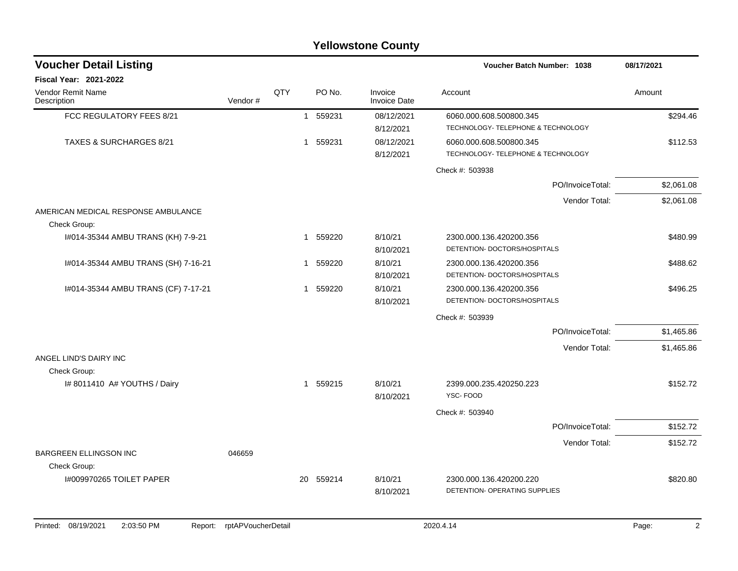# Yellowstone County

## Voucher Detail Listing

**Voucher Batch Number: 1038** | **08/17/2021**

**Fiscal Year: 2021-2022**

| Vendor Remit Name / Description | Vendor # | QTY | PO No. | Invoice / Invoice Date | Account | Amount |
|---|---|---|---|---|---|---|
| FCC REGULATORY FEES 8/21 | | 1 | 559231 | 08/12/2021<br>8/12/2021 | 6060.000.608.500800.345<br>TECHNOLOGY- TELEPHONE & TECHNOLOGY | $294.46 |
| TAXES & SURCHARGES 8/21 | | 1 | 559231 | 08/12/2021<br>8/12/2021 | 6060.000.608.500800.345<br>TECHNOLOGY- TELEPHONE & TECHNOLOGY | $112.53 |
| | | | | | Check #: 503938 | |
| | | | | | PO/InvoiceTotal: | $2,061.08 |
| | | | | | Vendor Total: | $2,061.08 |
| AMERICAN MEDICAL RESPONSE AMBULANCE | | | | | | |
| Check Group: | | | | | | |
| I#014-35344 AMBU TRANS (KH) 7-9-21 | | 1 | 559220 | 8/10/21<br>8/10/2021 | 2300.000.136.420200.356<br>DETENTION- DOCTORS/HOSPITALS | $480.99 |
| I#014-35344 AMBU TRANS (SH) 7-16-21 | | 1 | 559220 | 8/10/21<br>8/10/2021 | 2300.000.136.420200.356<br>DETENTION- DOCTORS/HOSPITALS | $488.62 |
| I#014-35344 AMBU TRANS (CF) 7-17-21 | | 1 | 559220 | 8/10/21<br>8/10/2021 | 2300.000.136.420200.356<br>DETENTION- DOCTORS/HOSPITALS | $496.25 |
| | | | | | Check #: 503939 | |
| | | | | | PO/InvoiceTotal: | $1,465.86 |
| | | | | | Vendor Total: | $1,465.86 |
| ANGEL LIND'S DAIRY INC | | | | | | |
| Check Group: | | | | | | |
| I# 8011410 A# YOUTHS / Dairy | | 1 | 559215 | 8/10/21<br>8/10/2021 | 2399.000.235.420250.223<br>YSC- FOOD | $152.72 |
| | | | | | Check #: 503940 | |
| | | | | | PO/InvoiceTotal: | $152.72 |
| | | | | | Vendor Total: | $152.72 |
| BARGREEN ELLINGSON INC | 046659 | | | | | |
| Check Group: | | | | | | |
| I#009970265 TOILET PAPER | | 20 | 559214 | 8/10/21<br>8/10/2021 | 2300.000.136.420200.220<br>DETENTION- OPERATING SUPPLIES | $820.80 |

Printed: 08/19/2021 2:03:50 PM Report: rptAPVoucherDetail 2020.4.14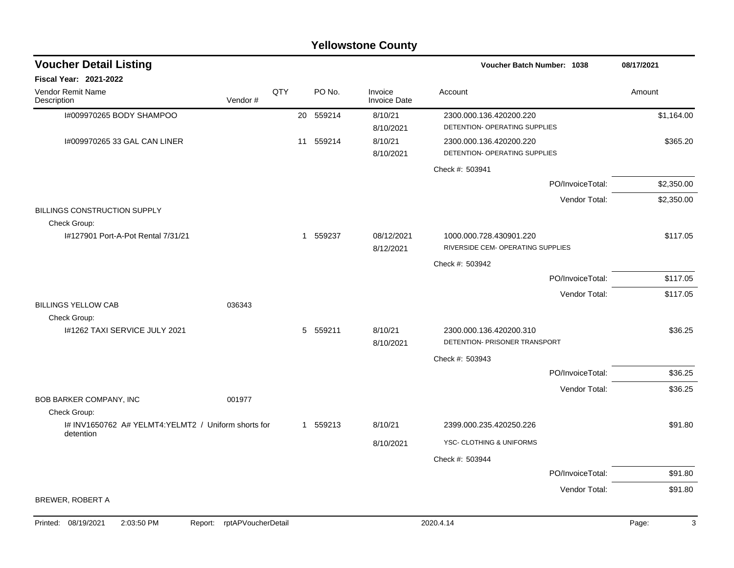# Yellowstone County

## Voucher Detail Listing

**Voucher Batch Number: 1038** — 08/17/2021

**Fiscal Year: 2021-2022**

| Vendor Remit Name / Description | Vendor # | QTY | PO No. | Invoice / Invoice Date | Account | Amount |
|---|---|---|---|---|---|---|
| I#009970265 BODY SHAMPOO | | 20 | 559214 | 8/10/21 / 8/10/2021 | 2300.000.136.420200.220 DETENTION- OPERATING SUPPLIES | $1,164.00 |
| I#009970265 33 GAL CAN LINER | | 11 | 559214 | 8/10/21 / 8/10/2021 | 2300.000.136.420200.220 DETENTION- OPERATING SUPPLIES | $365.20 |
| | | | | | Check #: 503941 | |
| | | | | | PO/InvoiceTotal: | $2,350.00 |
| | | | | | Vendor Total: | $2,350.00 |
| BILLINGS CONSTRUCTION SUPPLY | | | | | | |
| Check Group: | | | | | | |
| I#127901 Port-A-Pot Rental 7/31/21 | | 1 | 559237 | 08/12/2021 / 8/12/2021 | 1000.000.728.430901.220 RIVERSIDE CEM- OPERATING SUPPLIES | $117.05 |
| | | | | | Check #: 503942 | |
| | | | | | PO/InvoiceTotal: | $117.05 |
| | | | | | Vendor Total: | $117.05 |
| BILLINGS YELLOW CAB | 036343 | | | | | |
| Check Group: | | | | | | |
| I#1262 TAXI SERVICE JULY 2021 | | 5 | 559211 | 8/10/21 / 8/10/2021 | 2300.000.136.420200.310 DETENTION- PRISONER TRANSPORT | $36.25 |
| | | | | | Check #: 503943 | |
| | | | | | PO/InvoiceTotal: | $36.25 |
| | | | | | Vendor Total: | $36.25 |
| BOB BARKER COMPANY, INC | 001977 | | | | | |
| Check Group: | | | | | | |
| I# INV1650762 A# YELMT4:YELMT2 / Uniform shorts for detention | | 1 | 559213 | 8/10/21 / 8/10/2021 | 2399.000.235.420250.226 YSC- CLOTHING & UNIFORMS | $91.80 |
| | | | | | Check #: 503944 | |
| | | | | | PO/InvoiceTotal: | $91.80 |
| | | | | | Vendor Total: | $91.80 |
| BREWER, ROBERT A | | | | | | |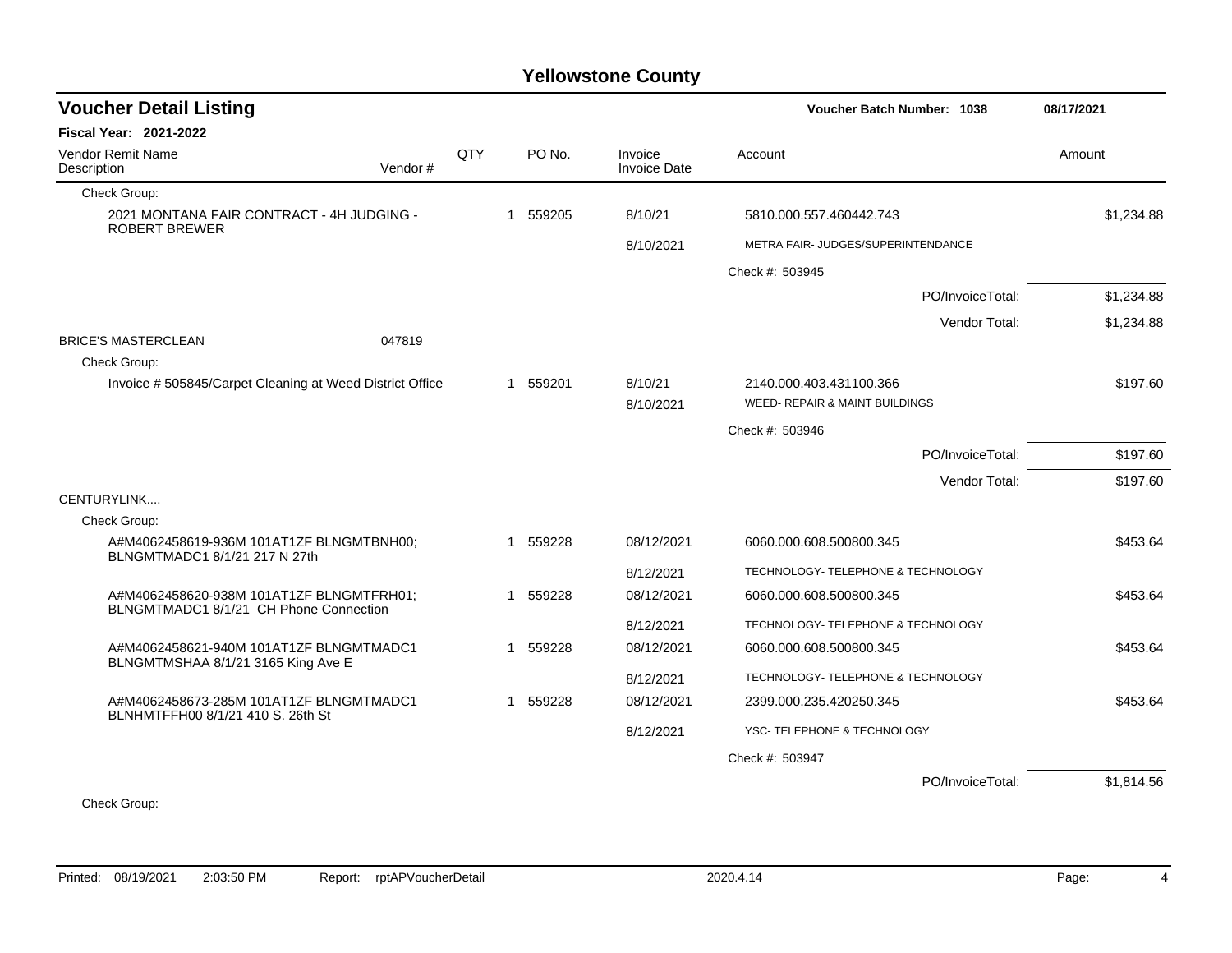# Yellowstone County

## Voucher Detail Listing

**Voucher Batch Number: 1038** — 08/17/2021

**Fiscal Year: 2021-2022**

| Vendor Remit Name / Description | Vendor # | QTY | PO No. | Invoice / Invoice Date | Account | Amount |
|---|---|---|---|---|---|---|
| Check Group: | | | | | | |
| 2021 MONTANA FAIR CONTRACT - 4H JUDGING - ROBERT BREWER | | 1 | 559205 | 8/10/21 | 5810.000.557.460442.743 | $1,234.88 |
| | | | | 8/10/2021 | METRA FAIR- JUDGES/SUPERINTENDANCE | |
| | | | | | Check #: 503945 | |
| | | | | | PO/InvoiceTotal: | $1,234.88 |
| | | | | | Vendor Total: | $1,234.88 |
| BRICE'S MASTERCLEAN | 047819 | | | | | |
| Check Group: | | | | | | |
| Invoice # 505845/Carpet Cleaning at Weed District Office | | 1 | 559201 | 8/10/21 | 2140.000.403.431100.366 | $197.60 |
| | | | | 8/10/2021 | WEED- REPAIR & MAINT BUILDINGS | |
| | | | | | Check #: 503946 | |
| | | | | | PO/InvoiceTotal: | $197.60 |
| | | | | | Vendor Total: | $197.60 |
| CENTURYLINK.... | | | | | | |
| Check Group: | | | | | | |
| A#M4062458619-936M 101AT1ZF BLNGMTBNH00; BLNGMTMADC1 8/1/21 217 N 27th | | 1 | 559228 | 08/12/2021 | 6060.000.608.500800.345 | $453.64 |
| | | | | 8/12/2021 | TECHNOLOGY- TELEPHONE & TECHNOLOGY | |
| A#M4062458620-938M 101AT1ZF BLNGMTFRH01; BLNGMTMADC1 8/1/21 CH Phone Connection | | 1 | 559228 | 08/12/2021 | 6060.000.608.500800.345 | $453.64 |
| | | | | 8/12/2021 | TECHNOLOGY- TELEPHONE & TECHNOLOGY | |
| A#M4062458621-940M 101AT1ZF BLNGMTMADC1 BLNGMTMSHAA 8/1/21 3165 King Ave E | | 1 | 559228 | 08/12/2021 | 6060.000.608.500800.345 | $453.64 |
| | | | | 8/12/2021 | TECHNOLOGY- TELEPHONE & TECHNOLOGY | |
| A#M4062458673-285M 101AT1ZF BLNGMTMADC1 BLNHMTFFH00 8/1/21 410 S. 26th St | | 1 | 559228 | 08/12/2021 | 2399.000.235.420250.345 | $453.64 |
| | | | | 8/12/2021 | YSC- TELEPHONE & TECHNOLOGY | |
| | | | | | Check #: 503947 | |
| | | | | | PO/InvoiceTotal: | $1,814.56 |
| Check Group: | | | | | | |

Printed: 08/19/2021 2:03:50 PM Report: rptAPVoucherDetail 2020.4.14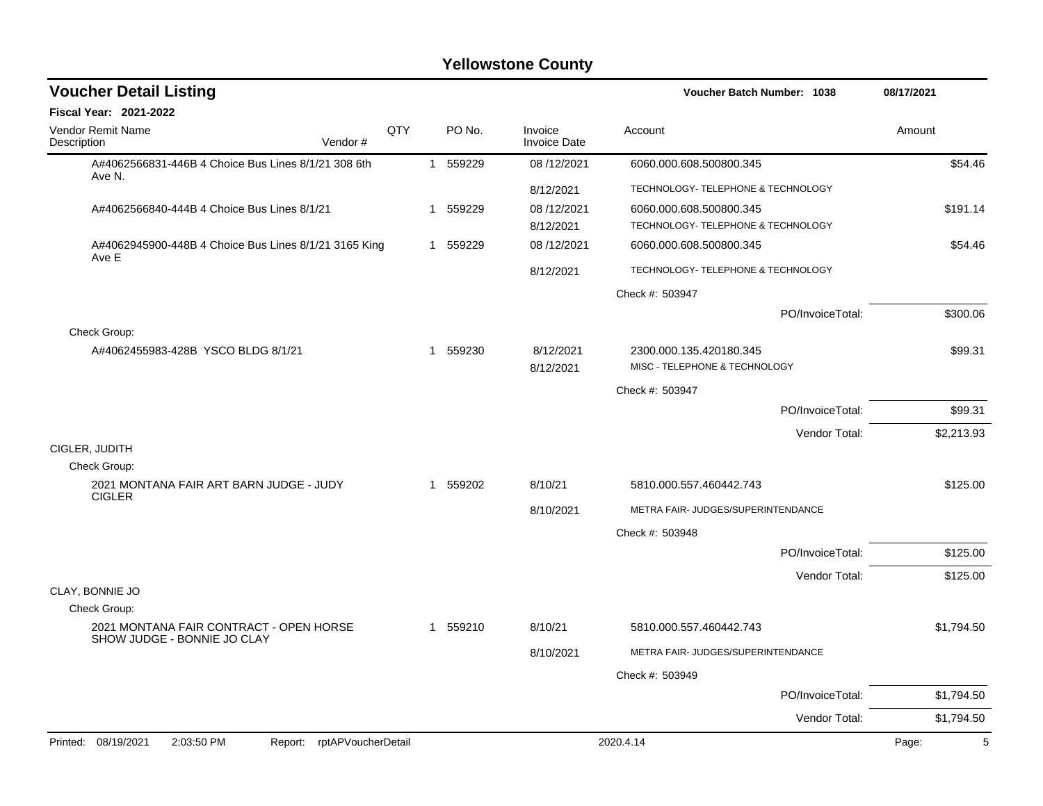# Yellowstone County

## Voucher Detail Listing

**Voucher Batch Number: 1038** | 08/17/2021

**Fiscal Year: 2021-2022**

| Vendor Remit Name / Description | Vendor # | QTY | PO No. | Invoice / Invoice Date | Account | Amount |
|---|---|---|---|---|---|---|
| A#4062566831-446B 4 Choice Bus Lines 8/1/21 308 6th Ave N. | | 1 | 559229 | 08 /12/2021 | 6060.000.608.500800.345 | $54.46 |
| | | | | 8/12/2021 | TECHNOLOGY- TELEPHONE & TECHNOLOGY | |
| A#4062566840-444B 4 Choice Bus Lines 8/1/21 | | 1 | 559229 | 08 /12/2021 | 6060.000.608.500800.345 | $191.14 |
| | | | | 8/12/2021 | TECHNOLOGY- TELEPHONE & TECHNOLOGY | |
| A#4062945900-448B 4 Choice Bus Lines 8/1/21 3165 King Ave E | | 1 | 559229 | 08 /12/2021 | 6060.000.608.500800.345 | $54.46 |
| | | | | 8/12/2021 | TECHNOLOGY- TELEPHONE & TECHNOLOGY | |
| | | | | | Check #: 503947 | |
| | | | | | PO/InvoiceTotal: | $300.06 |
| Check Group: | | | | | | |
| A#4062455983-428B YSCO BLDG 8/1/21 | | 1 | 559230 | 8/12/2021 | 2300.000.135.420180.345 | $99.31 |
| | | | | 8/12/2021 | MISC - TELEPHONE & TECHNOLOGY | |
| | | | | | Check #: 503947 | |
| | | | | | PO/InvoiceTotal: | $99.31 |
| | | | | | Vendor Total: | $2,213.93 |
| CIGLER, JUDITH | | | | | | |
| Check Group: | | | | | | |
| 2021 MONTANA FAIR ART BARN JUDGE - JUDY CIGLER | | 1 | 559202 | 8/10/21 | 5810.000.557.460442.743 | $125.00 |
| | | | | 8/10/2021 | METRA FAIR- JUDGES/SUPERINTENDANCE | |
| | | | | | Check #: 503948 | |
| | | | | | PO/InvoiceTotal: | $125.00 |
| | | | | | Vendor Total: | $125.00 |
| CLAY, BONNIE JO | | | | | | |
| Check Group: | | | | | | |
| 2021 MONTANA FAIR CONTRACT - OPEN HORSE SHOW JUDGE - BONNIE JO CLAY | | 1 | 559210 | 8/10/21 | 5810.000.557.460442.743 | $1,794.50 |
| | | | | 8/10/2021 | METRA FAIR- JUDGES/SUPERINTENDANCE | |
| | | | | | Check #: 503949 | |
| | | | | | PO/InvoiceTotal: | $1,794.50 |
| | | | | | Vendor Total: | $1,794.50 |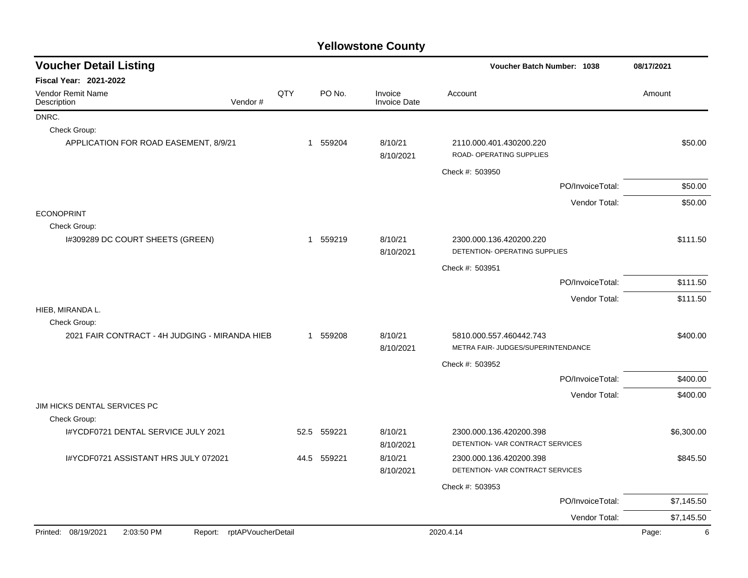# Yellowstone County

## Voucher Detail Listing

Voucher Batch Number: 1038 — 08/17/2021

**Fiscal Year: 2021-2022**

| Vendor Remit Name / Description | Vendor # | QTY | PO No. | Invoice / Invoice Date | Account | Amount |
|---|---|---|---|---|---|---|
| DNRC. | | | | | | |
| Check Group: | | | | | | |
| APPLICATION FOR ROAD EASEMENT, 8/9/21 | | 1 | 559204 | 8/10/21<br>8/10/2021 | 2110.000.401.430200.220<br>ROAD- OPERATING SUPPLIES | $50.00 |
| | | | | | Check #: 503950 | |
| | | | | | PO/InvoiceTotal: | $50.00 |
| | | | | | Vendor Total: | $50.00 |
| ECONOPRINT | | | | | | |
| Check Group: | | | | | | |
| I#309289 DC COURT SHEETS (GREEN) | | 1 | 559219 | 8/10/21<br>8/10/2021 | 2300.000.136.420200.220<br>DETENTION- OPERATING SUPPLIES | $111.50 |
| | | | | | Check #: 503951 | |
| | | | | | PO/InvoiceTotal: | $111.50 |
| | | | | | Vendor Total: | $111.50 |
| HIEB, MIRANDA L. | | | | | | |
| Check Group: | | | | | | |
| 2021 FAIR CONTRACT - 4H JUDGING - MIRANDA HIEB | | 1 | 559208 | 8/10/21<br>8/10/2021 | 5810.000.557.460442.743<br>METRA FAIR- JUDGES/SUPERINTENDANCE | $400.00 |
| | | | | | Check #: 503952 | |
| | | | | | PO/InvoiceTotal: | $400.00 |
| | | | | | Vendor Total: | $400.00 |
| JIM HICKS DENTAL SERVICES PC | | | | | | |
| Check Group: | | | | | | |
| I#YCDF0721 DENTAL SERVICE JULY 2021 | | 52.5 | 559221 | 8/10/21<br>8/10/2021 | 2300.000.136.420200.398<br>DETENTION- VAR CONTRACT SERVICES | $6,300.00 |
| I#YCDF0721 ASSISTANT HRS JULY 072021 | | 44.5 | 559221 | 8/10/21<br>8/10/2021 | 2300.000.136.420200.398<br>DETENTION- VAR CONTRACT SERVICES | $845.50 |
| | | | | | Check #: 503953 | |
| | | | | | PO/InvoiceTotal: | $7,145.50 |
| | | | | | Vendor Total: | $7,145.50 |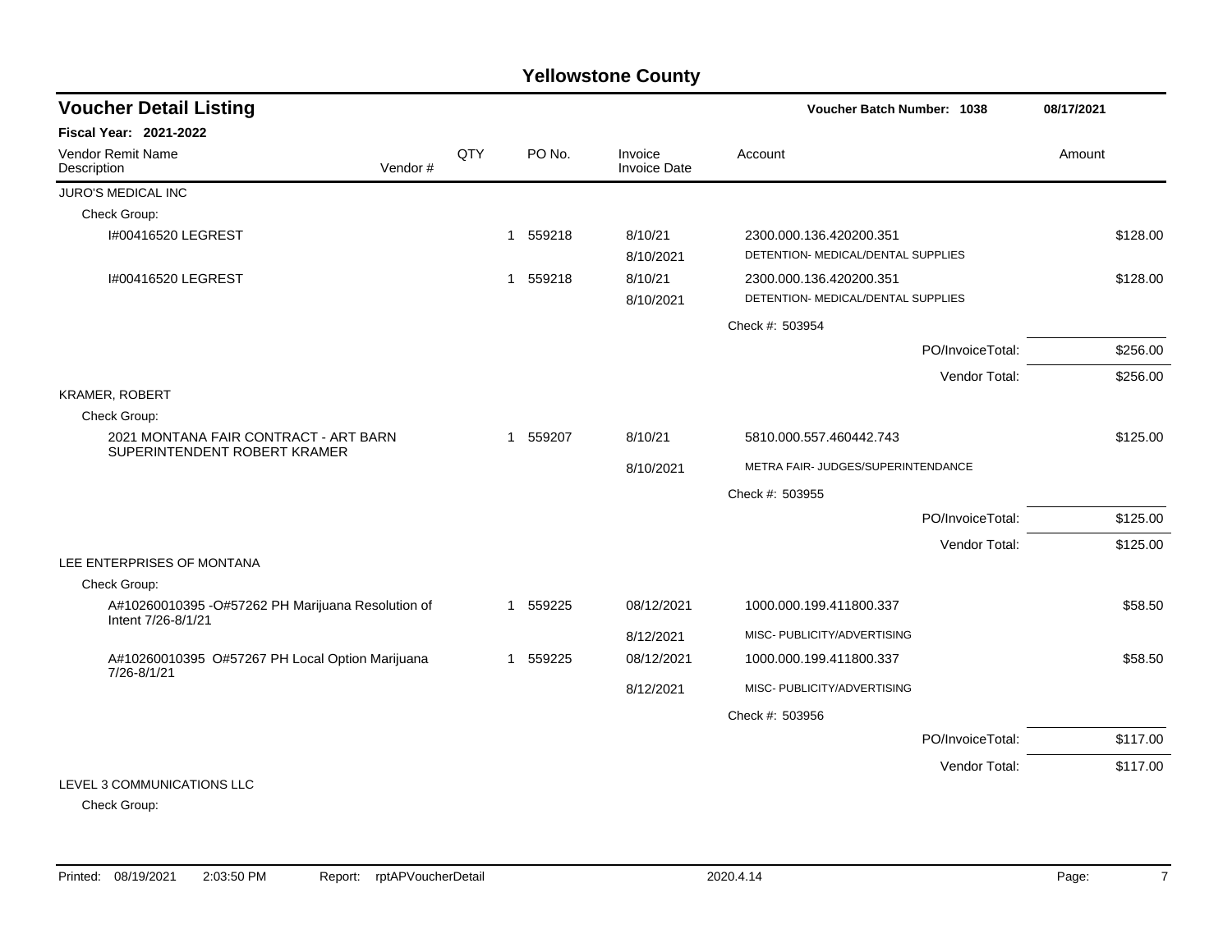# Yellowstone County

## Voucher Detail Listing

**Voucher Batch Number: 1038** — 08/17/2021

**Fiscal Year: 2021-2022**

| Vendor Remit Name / Description | Vendor # | QTY | PO No. | Invoice / Invoice Date | Account | Amount |
|---|---|---|---|---|---|---|
| **JURO'S MEDICAL INC** | | | | | | |
| Check Group: | | | | | | |
| I#00416520 LEGREST | | 1 | 559218 | 8/10/21 / 8/10/2021 | 2300.000.136.420200.351 / DETENTION- MEDICAL/DENTAL SUPPLIES | $128.00 |
| I#00416520 LEGREST | | 1 | 559218 | 8/10/21 / 8/10/2021 | 2300.000.136.420200.351 / DETENTION- MEDICAL/DENTAL SUPPLIES | $128.00 |
| | | | | | Check #: 503954 | |
| | | | | | PO/InvoiceTotal: | $256.00 |
| | | | | | Vendor Total: | $256.00 |
| **KRAMER, ROBERT** | | | | | | |
| Check Group: | | | | | | |
| 2021 MONTANA FAIR CONTRACT - ART BARN SUPERINTENDENT ROBERT KRAMER | | 1 | 559207 | 8/10/21 / 8/10/2021 | 5810.000.557.460442.743 / METRA FAIR- JUDGES/SUPERINTENDANCE | $125.00 |
| | | | | | Check #: 503955 | |
| | | | | | PO/InvoiceTotal: | $125.00 |
| | | | | | Vendor Total: | $125.00 |
| **LEE ENTERPRISES OF MONTANA** | | | | | | |
| Check Group: | | | | | | |
| A#10260010395 -O#57262 PH Marijuana Resolution of Intent 7/26-8/1/21 | | 1 | 559225 | 08/12/2021 / 8/12/2021 | 1000.000.199.411800.337 / MISC- PUBLICITY/ADVERTISING | $58.50 |
| A#10260010395 O#57267 PH Local Option Marijuana 7/26-8/1/21 | | 1 | 559225 | 08/12/2021 / 8/12/2021 | 1000.000.199.411800.337 / MISC- PUBLICITY/ADVERTISING | $58.50 |
| | | | | | Check #: 503956 | |
| | | | | | PO/InvoiceTotal: | $117.00 |
| | | | | | Vendor Total: | $117.00 |
| **LEVEL 3 COMMUNICATIONS LLC** | | | | | | |
| Check Group: | | | | | | |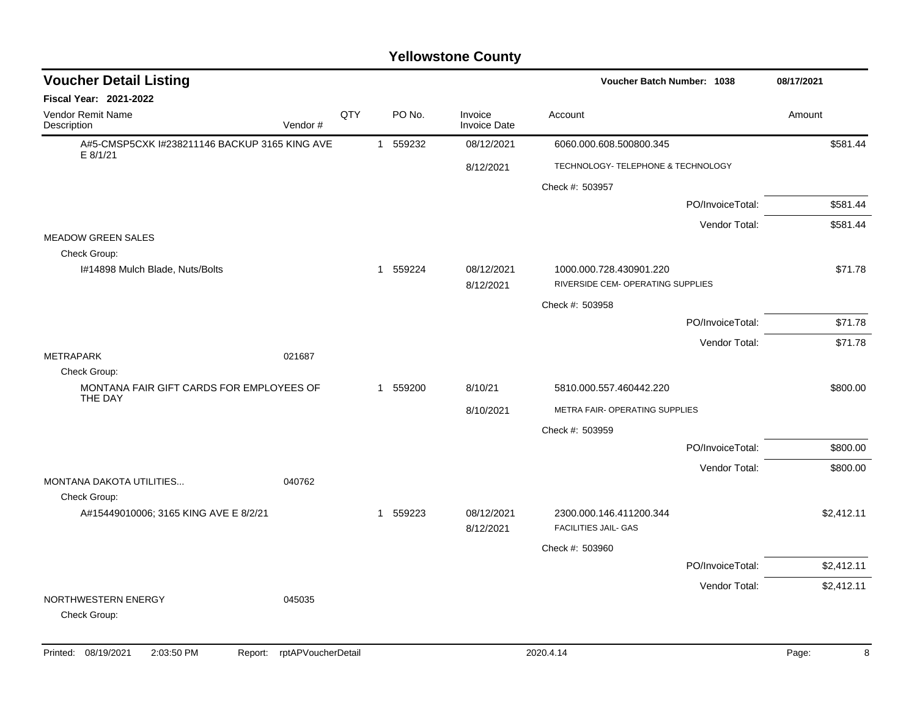# Yellowstone County

## Voucher Detail Listing

**Voucher Batch Number: 1038** — 08/17/2021

**Fiscal Year: 2021-2022**

| Vendor Remit Name / Description | Vendor # | QTY | PO No. | Invoice / Invoice Date | Account | Amount |
|---|---|---|---|---|---|---|
| A#5-CMSP5CXK I#238211146 BACKUP 3165 KING AVE E 8/1/21 | | 1 | 559232 | 08/12/2021 | 6060.000.608.500800.345 | $581.44 |
| | | | | 8/12/2021 | TECHNOLOGY- TELEPHONE & TECHNOLOGY | |
| | | | | | Check #: 503957 | |
| | | | | | PO/InvoiceTotal: | $581.44 |
| | | | | | Vendor Total: | $581.44 |
| MEADOW GREEN SALES | | | | | | |
| Check Group: | | | | | | |
| I#14898 Mulch Blade, Nuts/Bolts | | 1 | 559224 | 08/12/2021 | 1000.000.728.430901.220 | $71.78 |
| | | | | 8/12/2021 | RIVERSIDE CEM- OPERATING SUPPLIES | |
| | | | | | Check #: 503958 | |
| | | | | | PO/InvoiceTotal: | $71.78 |
| | | | | | Vendor Total: | $71.78 |
| METRAPARK | 021687 | | | | | |
| Check Group: | | | | | | |
| MONTANA FAIR GIFT CARDS FOR EMPLOYEES OF THE DAY | | 1 | 559200 | 8/10/21 | 5810.000.557.460442.220 | $800.00 |
| | | | | 8/10/2021 | METRA FAIR- OPERATING SUPPLIES | |
| | | | | | Check #: 503959 | |
| | | | | | PO/InvoiceTotal: | $800.00 |
| | | | | | Vendor Total: | $800.00 |
| MONTANA DAKOTA UTILITIES... | 040762 | | | | | |
| Check Group: | | | | | | |
| A#15449010006; 3165 KING AVE E 8/2/21 | | 1 | 559223 | 08/12/2021 | 2300.000.146.411200.344 | $2,412.11 |
| | | | | 8/12/2021 | FACILITIES JAIL- GAS | |
| | | | | | Check #: 503960 | |
| | | | | | PO/InvoiceTotal: | $2,412.11 |
| | | | | | Vendor Total: | $2,412.11 |
| NORTHWESTERN ENERGY | 045035 | | | | | |
| Check Group: | | | | | | |

Printed: 08/19/2021 2:03:50 PM Report: rptAPVoucherDetail 2020.4.14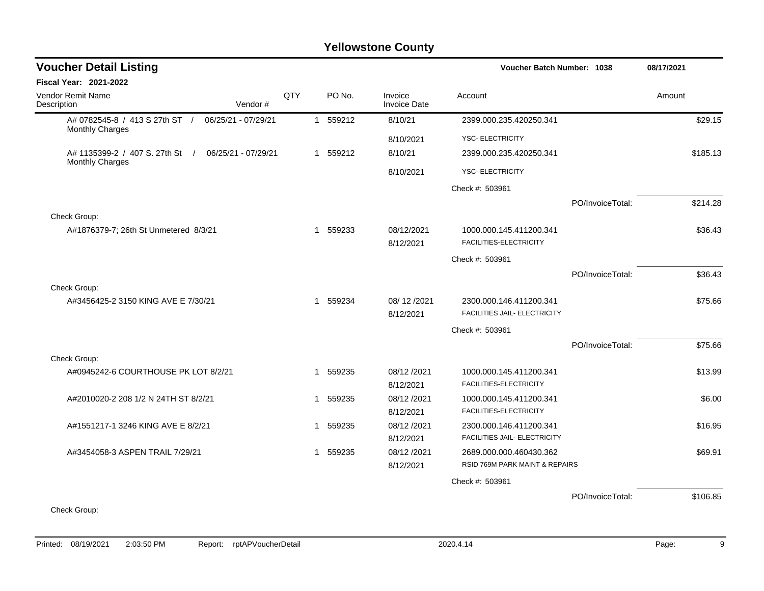# Yellowstone County

## Voucher Detail Listing

**Voucher Batch Number: 1038** — 08/17/2021

**Fiscal Year: 2021-2022**

| Vendor Remit Name / Description | Vendor # | QTY | PO No. | Invoice / Invoice Date | Account | | Amount |
|---|---|---|---|---|---|---|---|
| A# 0782545-8 / 413 S 27th ST / 06/25/21 - 07/29/21 Monthly Charges | | 1 | 559212 | 8/10/21 | 2399.000.235.420250.341 | | $29.15 |
| | | | | 8/10/2021 | YSC- ELECTRICITY | | |
| A# 1135399-2 / 407 S. 27th St / 06/25/21 - 07/29/21 Monthly Charges | | 1 | 559212 | 8/10/21 | 2399.000.235.420250.341 | | $185.13 |
| | | | | 8/10/2021 | YSC- ELECTRICITY | | |
| | | | | | Check #: 503961 | | |
| | | | | | | PO/InvoiceTotal: | $214.28 |
| Check Group: | | | | | | | |
| A#1876379-7; 26th St Unmetered 8/3/21 | | 1 | 559233 | 08/12/2021 | 1000.000.145.411200.341 | | $36.43 |
| | | | | 8/12/2021 | FACILITIES-ELECTRICITY | | |
| | | | | | Check #: 503961 | | |
| | | | | | | PO/InvoiceTotal: | $36.43 |
| Check Group: | | | | | | | |
| A#3456425-2 3150 KING AVE E 7/30/21 | | 1 | 559234 | 08/ 12 /2021 | 2300.000.146.411200.341 | | $75.66 |
| | | | | 8/12/2021 | FACILITIES JAIL- ELECTRICITY | | |
| | | | | | Check #: 503961 | | |
| | | | | | | PO/InvoiceTotal: | $75.66 |
| Check Group: | | | | | | | |
| A#0945242-6 COURTHOUSE PK LOT 8/2/21 | | 1 | 559235 | 08/12 /2021 | 1000.000.145.411200.341 | | $13.99 |
| | | | | 8/12/2021 | FACILITIES-ELECTRICITY | | |
| A#2010020-2 208 1/2 N 24TH ST 8/2/21 | | 1 | 559235 | 08/12 /2021 | 1000.000.145.411200.341 | | $6.00 |
| | | | | 8/12/2021 | FACILITIES-ELECTRICITY | | |
| A#1551217-1 3246 KING AVE E 8/2/21 | | 1 | 559235 | 08/12 /2021 | 2300.000.146.411200.341 | | $16.95 |
| | | | | 8/12/2021 | FACILITIES JAIL- ELECTRICITY | | |
| A#3454058-3 ASPEN TRAIL 7/29/21 | | 1 | 559235 | 08/12 /2021 | 2689.000.000.460430.362 | | $69.91 |
| | | | | 8/12/2021 | RSID 769M PARK MAINT & REPAIRS | | |
| | | | | | Check #: 503961 | | |
| | | | | | | PO/InvoiceTotal: | $106.85 |
| Check Group: | | | | | | | |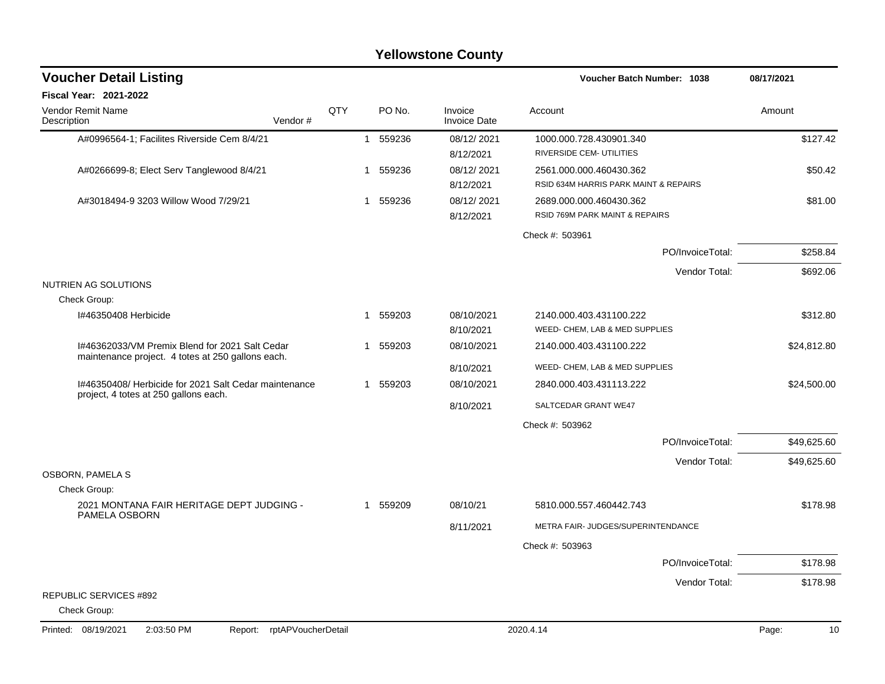# Yellowstone County

## Voucher Detail Listing

**Voucher Batch Number: 1038** — 08/17/2021

**Fiscal Year: 2021-2022**

| Vendor Remit Name / Description | Vendor # | QTY | PO No. | Invoice / Invoice Date | Account | Amount |
|---|---|---|---|---|---|---|
| A#0996564-1; Facilites Riverside Cem 8/4/21 | | 1 | 559236 | 08/12/ 2021<br>8/12/2021 | 1000.000.728.430901.340<br>RIVERSIDE CEM- UTILITIES | $127.42 |
| A#0266699-8; Elect Serv Tanglewood 8/4/21 | | 1 | 559236 | 08/12/ 2021<br>8/12/2021 | 2561.000.000.460430.362<br>RSID 634M HARRIS PARK MAINT & REPAIRS | $50.42 |
| A#3018494-9 3203 Willow Wood 7/29/21 | | 1 | 559236 | 08/12/ 2021<br>8/12/2021 | 2689.000.000.460430.362<br>RSID 769M PARK MAINT & REPAIRS | $81.00 |
| | | | | | Check #: 503961 | |
| | | | | | PO/InvoiceTotal: | $258.84 |
| | | | | | Vendor Total: | $692.06 |
| NUTRIEN AG SOLUTIONS | | | | | | |
| Check Group: | | | | | | |
| I#46350408 Herbicide | | 1 | 559203 | 08/10/2021<br>8/10/2021 | 2140.000.403.431100.222<br>WEED- CHEM, LAB & MED SUPPLIES | $312.80 |
| I#46362033/VM Premix Blend for 2021 Salt Cedar maintenance project. 4 totes at 250 gallons each. | | 1 | 559203 | 08/10/2021<br>8/10/2021 | 2140.000.403.431100.222<br>WEED- CHEM, LAB & MED SUPPLIES | $24,812.80 |
| I#46350408/ Herbicide for 2021 Salt Cedar maintenance project, 4 totes at 250 gallons each. | | 1 | 559203 | 08/10/2021<br>8/10/2021 | 2840.000.403.431113.222<br>SALTCEDAR GRANT WE47 | $24,500.00 |
| | | | | | Check #: 503962 | |
| | | | | | PO/InvoiceTotal: | $49,625.60 |
| | | | | | Vendor Total: | $49,625.60 |
| OSBORN, PAMELA S | | | | | | |
| Check Group: | | | | | | |
| 2021 MONTANA FAIR HERITAGE DEPT JUDGING - PAMELA OSBORN | | 1 | 559209 | 08/10/21<br>8/11/2021 | 5810.000.557.460442.743<br>METRA FAIR- JUDGES/SUPERINTENDANCE | $178.98 |
| | | | | | Check #: 503963 | |
| | | | | | PO/InvoiceTotal: | $178.98 |
| | | | | | Vendor Total: | $178.98 |
| REPUBLIC SERVICES #892 | | | | | | |
| Check Group: | | | | | | |

Printed: 08/19/2021 2:03:50 PM Report: rptAPVoucherDetail 2020.4.14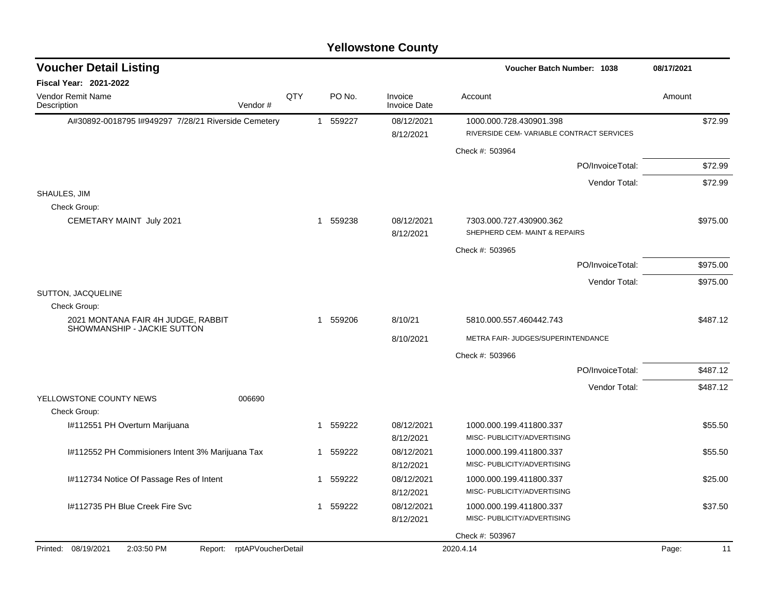# Yellowstone County

## Voucher Detail Listing

**Voucher Batch Number: 1038** 08/17/2021

**Fiscal Year: 2021-2022**

| Vendor Remit Name / Description | Vendor # | QTY | PO No. | Invoice / Invoice Date | Account | Amount |
|---|---|---|---|---|---|---|
| A#30892-0018795 I#949297 7/28/21 Riverside Cemetery | | 1 | 559227 | 08/12/2021 / 8/12/2021 | 1000.000.728.430901.398 RIVERSIDE CEM- VARIABLE CONTRACT SERVICES | $72.99 |
| | | | | | Check #: 503964 | |
| | | | | | PO/InvoiceTotal: | $72.99 |
| | | | | | Vendor Total: | $72.99 |
| SHAULES, JIM | | | | | | |
| Check Group: | | | | | | |
| CEMETARY MAINT July 2021 | | 1 | 559238 | 08/12/2021 / 8/12/2021 | 7303.000.727.430900.362 SHEPHERD CEM- MAINT & REPAIRS | $975.00 |
| | | | | | Check #: 503965 | |
| | | | | | PO/InvoiceTotal: | $975.00 |
| | | | | | Vendor Total: | $975.00 |
| SUTTON, JACQUELINE | | | | | | |
| Check Group: | | | | | | |
| 2021 MONTANA FAIR 4H JUDGE, RABBIT SHOWMANSHIP - JACKIE SUTTON | | 1 | 559206 | 8/10/21 / 8/10/2021 | 5810.000.557.460442.743 METRA FAIR- JUDGES/SUPERINTENDANCE | $487.12 |
| | | | | | Check #: 503966 | |
| | | | | | PO/InvoiceTotal: | $487.12 |
| | | | | | Vendor Total: | $487.12 |
| YELLOWSTONE COUNTY NEWS | 006690 | | | | | |
| Check Group: | | | | | | |
| I#112551 PH Overturn Marijuana | | 1 | 559222 | 08/12/2021 / 8/12/2021 | 1000.000.199.411800.337 MISC- PUBLICITY/ADVERTISING | $55.50 |
| I#112552 PH Commisioners Intent 3% Marijuana Tax | | 1 | 559222 | 08/12/2021 / 8/12/2021 | 1000.000.199.411800.337 MISC- PUBLICITY/ADVERTISING | $55.50 |
| I#112734 Notice Of Passage Res of Intent | | 1 | 559222 | 08/12/2021 / 8/12/2021 | 1000.000.199.411800.337 MISC- PUBLICITY/ADVERTISING | $25.00 |
| I#112735 PH Blue Creek Fire Svc | | 1 | 559222 | 08/12/2021 / 8/12/2021 | 1000.000.199.411800.337 MISC- PUBLICITY/ADVERTISING | $37.50 |
| | | | | | Check #: 503967 | |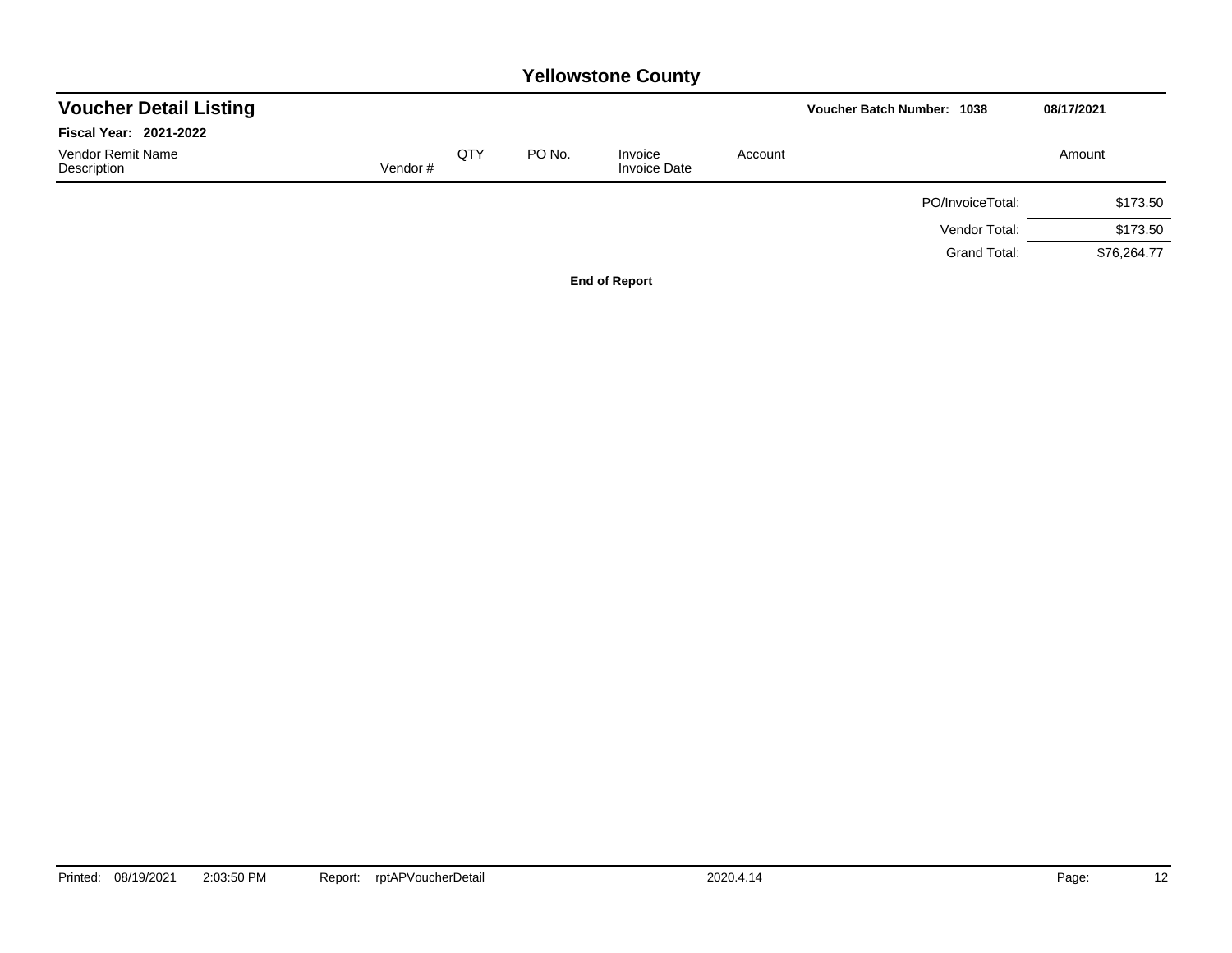# Yellowstone County

## Voucher Detail Listing

**Voucher Batch Number: 1038** **08/17/2021**

**Fiscal Year: 2021-2022**

| Vendor Remit Name Description | Vendor # | QTY | PO No. | Invoice Invoice Date | Account | | Amount |
|---|---|---|---|---|---|---|---|
| | | | | | | PO/InvoiceTotal: | $173.50 |
| | | | | | | Vendor Total: | $173.50 |
| | | | | | | Grand Total: | $76,264.77 |

**End of Report**

Printed: 08/19/2021 2:03:50 PM Report: rptAPVoucherDetail 2020.4.14